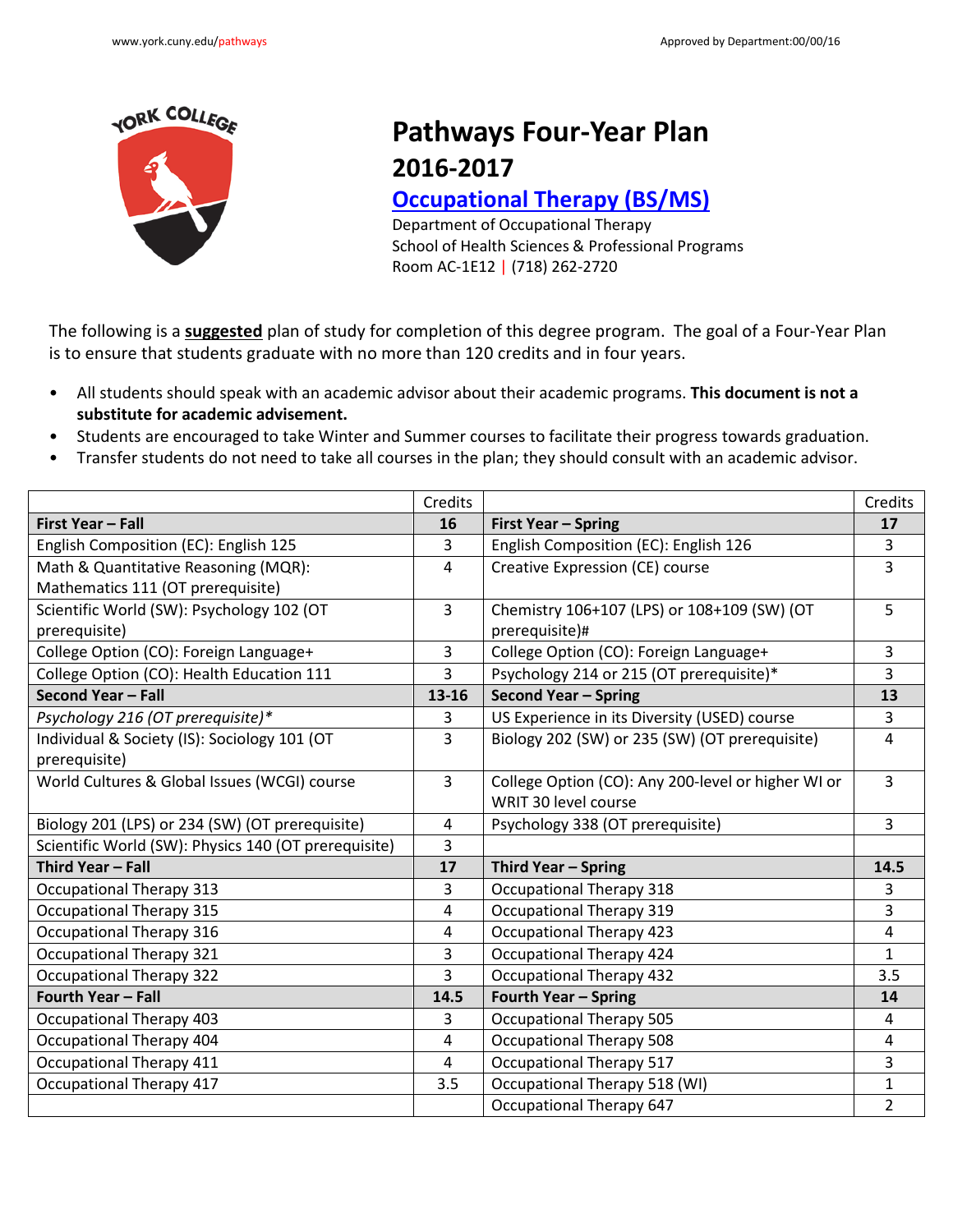# Pathways Four-Year Plan 2016-2017

## Occupational Therapy (BS/MS)

Department of Occupational Therapy
School of Health Sciences & Professional Programs
Room AC-1E12 | (718) 262-2720

The following is a **suggested** plan of study for completion of this degree program. The goal of a Four-Year Plan is to ensure that students graduate with no more than 120 credits and in four years.

- All students should speak with an academic advisor about their academic programs. **This document is not a substitute for academic advisement.**
- Students are encouraged to take Winter and Summer courses to facilitate their progress towards graduation.
- Transfer students do not need to take all courses in the plan; they should consult with an academic advisor.

| | Credits | | Credits |
|---|---|---|---|
| **First Year – Fall** | **16** | **First Year – Spring** | **17** |
| English Composition (EC): English 125 | 3 | English Composition (EC): English 126 | 3 |
| Math & Quantitative Reasoning (MQR): Mathematics 111 (OT prerequisite) | 4 | Creative Expression (CE) course | 3 |
| Scientific World (SW): Psychology 102 (OT prerequisite) | 3 | Chemistry 106+107 (LPS) or 108+109 (SW) (OT prerequisite)# | 5 |
| College Option (CO): Foreign Language+ | 3 | College Option (CO): Foreign Language+ | 3 |
| College Option (CO): Health Education 111 | 3 | Psychology 214 or 215 (OT prerequisite)* | 3 |
| **Second Year – Fall** | **13-16** | **Second Year – Spring** | **13** |
| *Psychology 216 (OT prerequisite)** | 3 | US Experience in its Diversity (USED) course | 3 |
| Individual & Society (IS): Sociology 101 (OT prerequisite) | 3 | Biology 202 (SW) or 235 (SW) (OT prerequisite) | 4 |
| World Cultures & Global Issues (WCGI) course | 3 | College Option (CO): Any 200-level or higher WI or WRIT 30 level course | 3 |
| Biology 201 (LPS) or 234 (SW) (OT prerequisite) | 4 | Psychology 338 (OT prerequisite) | 3 |
| Scientific World (SW): Physics 140 (OT prerequisite) | 3 | | |
| **Third Year – Fall** | **17** | **Third Year – Spring** | **14.5** |
| Occupational Therapy 313 | 3 | Occupational Therapy 318 | 3 |
| Occupational Therapy 315 | 4 | Occupational Therapy 319 | 3 |
| Occupational Therapy 316 | 4 | Occupational Therapy 423 | 4 |
| Occupational Therapy 321 | 3 | Occupational Therapy 424 | 1 |
| Occupational Therapy 322 | 3 | Occupational Therapy 432 | 3.5 |
| **Fourth Year – Fall** | **14.5** | **Fourth Year – Spring** | **14** |
| Occupational Therapy 403 | 3 | Occupational Therapy 505 | 4 |
| Occupational Therapy 404 | 4 | Occupational Therapy 508 | 4 |
| Occupational Therapy 411 | 4 | Occupational Therapy 517 | 3 |
| Occupational Therapy 417 | 3.5 | Occupational Therapy 518 (WI) | 1 |
| | | Occupational Therapy 647 | 2 |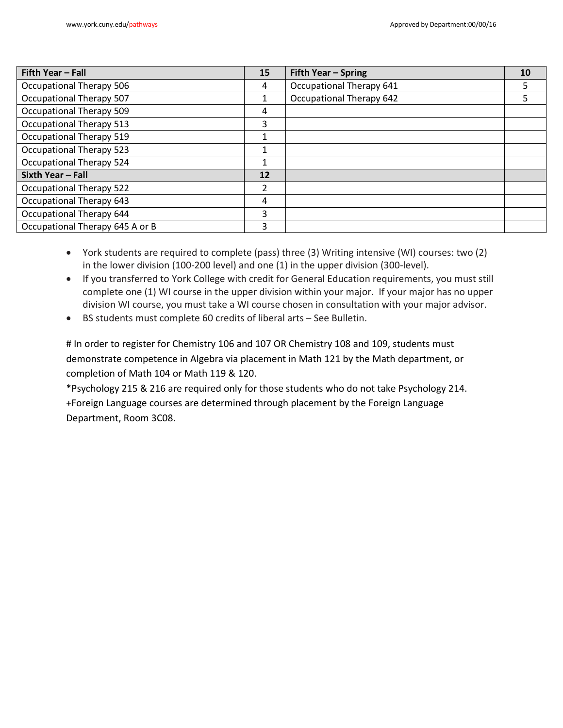| Fifth Year – Fall | 15 | Fifth Year – Spring | 10 |
|---|---|---|---|
| Occupational Therapy 506 | 4 | Occupational Therapy 641 | 5 |
| Occupational Therapy 507 | 1 | Occupational Therapy 642 | 5 |
| Occupational Therapy 509 | 4 | | |
| Occupational Therapy 513 | 3 | | |
| Occupational Therapy 519 | 1 | | |
| Occupational Therapy 523 | 1 | | |
| Occupational Therapy 524 | 1 | | |
| **Sixth Year – Fall** | **12** | | |
| Occupational Therapy 522 | 2 | | |
| Occupational Therapy 643 | 4 | | |
| Occupational Therapy 644 | 3 | | |
| Occupational Therapy 645 A or B | 3 | | |

- York students are required to complete (pass) three (3) Writing intensive (WI) courses: two (2) in the lower division (100-200 level) and one (1) in the upper division (300-level).
- If you transferred to York College with credit for General Education requirements, you must still complete one (1) WI course in the upper division within your major. If your major has no upper division WI course, you must take a WI course chosen in consultation with your major advisor.
- BS students must complete 60 credits of liberal arts – See Bulletin.

# In order to register for Chemistry 106 and 107 OR Chemistry 108 and 109, students must demonstrate competence in Algebra via placement in Math 121 by the Math department, or completion of Math 104 or Math 119 & 120.

*Psychology 215 & 216 are required only for those students who do not take Psychology 214.

+Foreign Language courses are determined through placement by the Foreign Language Department, Room 3C08.